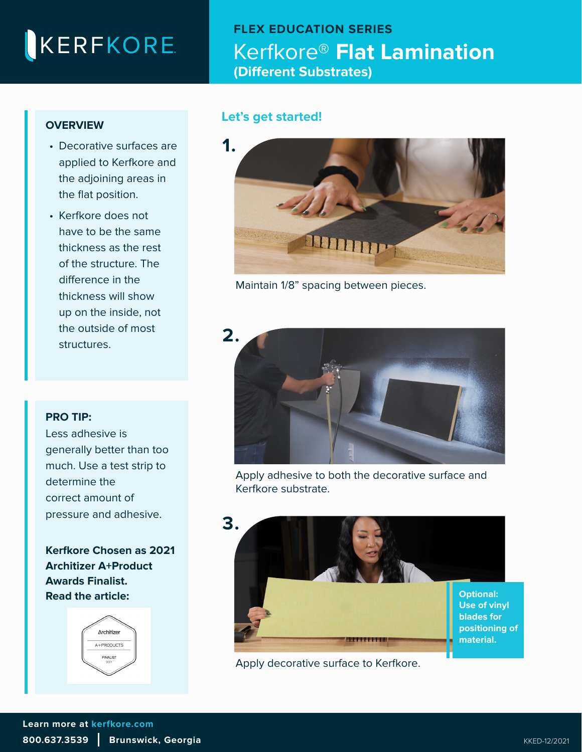KERFKORE

**FLEX EDUCATION SERIES**

# Kerfkore® **Flat Lamination**

**(Different Substrates)**

## OVERVIEW

- Decorative surfaces are applied to Kerfkore and the adjoining areas in the flat position.
- Kerfkore does not have to be the same thickness as the rest of the structure. The difference in the thickness will show up on the inside, not the outside of most structures.

**PRO TIP:**
Less adhesive is generally better than too much. Use a test strip to determine the correct amount of pressure and adhesive.

**Kerfkore Chosen as 2021 Architizer A+Product Awards Finalist. Read the article:**

Architizer A+PRODUCTS FINALIST 2021

## Let's get started!

**1.**

Maintain 1/8" spacing between pieces.

**2.**

Apply adhesive to both the decorative surface and Kerfkore substrate.

**3.**

**Optional: Use of vinyl blades for positioning of material.**

Apply decorative surface to Kerfkore.

**Learn more at kerfkore.com**

**800.637.3539 | Brunswick, Georgia**

KKED-12/2021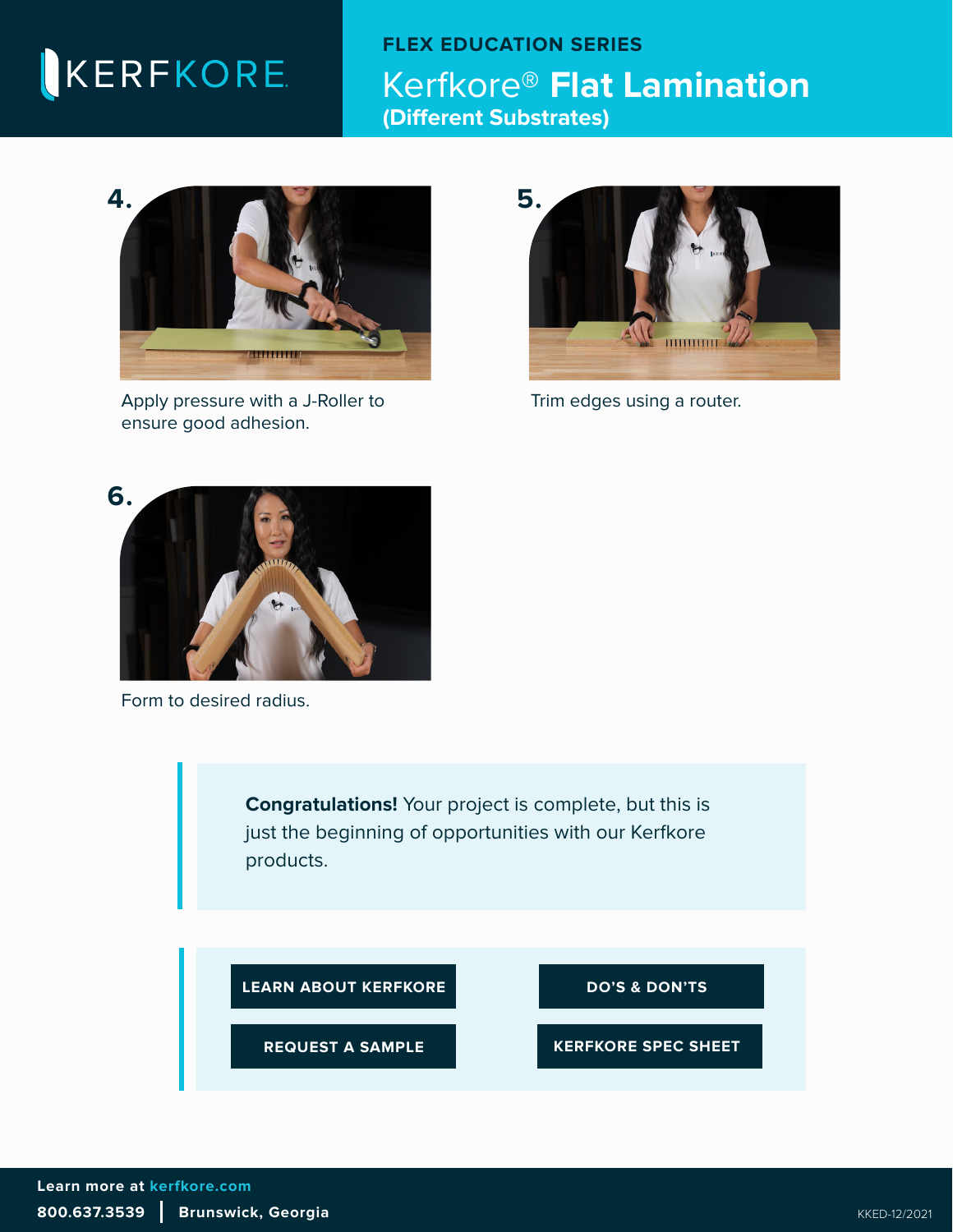FLEX EDUCATION SERIES

# Kerfkore® **Flat Lamination**
**(Different Substrates)**

**4.**

Apply pressure with a J-Roller to ensure good adhesion.

**5.**

Trim edges using a router.

**6.**

Form to desired radius.

**Congratulations!** Your project is complete, but this is just the beginning of opportunities with our Kerfkore products.

LEARN ABOUT KERFKORE

DO'S & DON'TS

REQUEST A SAMPLE

KERFKORE SPEC SHEET

Learn more at kerfkore.com

800.637.3539 | Brunswick, Georgia

KKED-12/2021